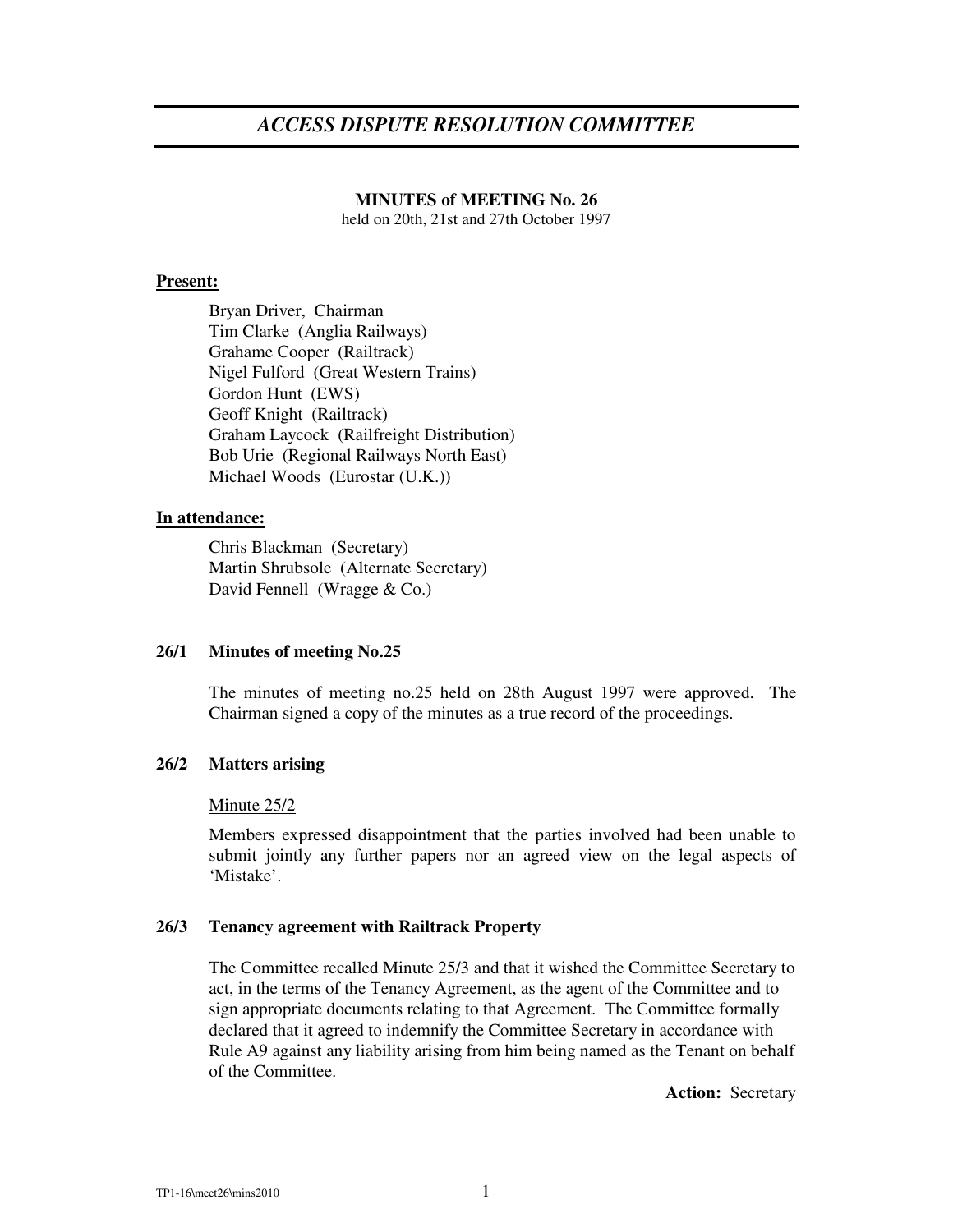# *ACCESS DISPUTE RESOLUTION COMMITTEE*

**MINUTES of MEETING No. 26**
held on 20th, 21st and 27th October 1997

**Present:**

Bryan Driver, Chairman
Tim Clarke (Anglia Railways)
Grahame Cooper (Railtrack)
Nigel Fulford (Great Western Trains)
Gordon Hunt (EWS)
Geoff Knight (Railtrack)
Graham Laycock (Railfreight Distribution)
Bob Urie (Regional Railways North East)
Michael Woods (Eurostar (U.K.))

**In attendance:**

Chris Blackman (Secretary)
Martin Shrubsole (Alternate Secretary)
David Fennell (Wragge & Co.)

### 26/1 Minutes of meeting No.25

The minutes of meeting no.25 held on 28th August 1997 were approved. The Chairman signed a copy of the minutes as a true record of the proceedings.

### 26/2 Matters arising

Minute 25/2

Members expressed disappointment that the parties involved had been unable to submit jointly any further papers nor an agreed view on the legal aspects of 'Mistake'.

### 26/3 Tenancy agreement with Railtrack Property

The Committee recalled Minute 25/3 and that it wished the Committee Secretary to act, in the terms of the Tenancy Agreement, as the agent of the Committee and to sign appropriate documents relating to that Agreement. The Committee formally declared that it agreed to indemnify the Committee Secretary in accordance with Rule A9 against any liability arising from him being named as the Tenant on behalf of the Committee.

**Action:** Secretary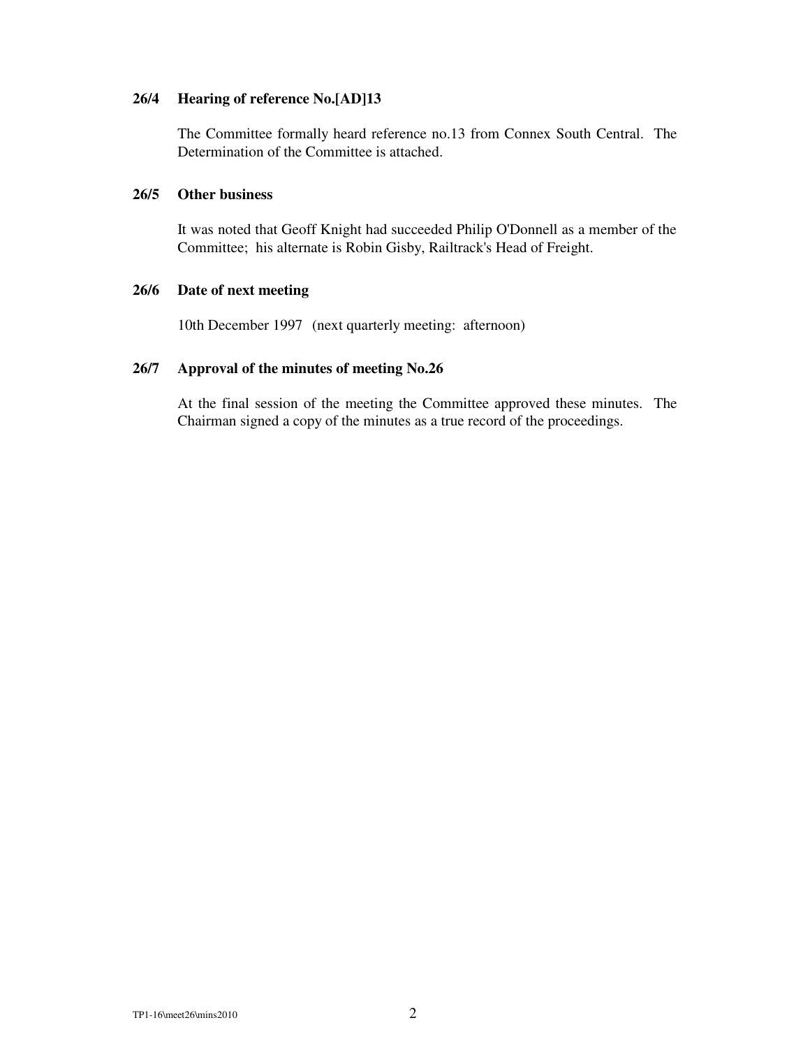**26/4 Hearing of reference No.[AD]13**

The Committee formally heard reference no.13 from Connex South Central. The Determination of the Committee is attached.

**26/5 Other business**

It was noted that Geoff Knight had succeeded Philip O'Donnell as a member of the Committee; his alternate is Robin Gisby, Railtrack's Head of Freight.

**26/6 Date of next meeting**

10th December 1997 (next quarterly meeting: afternoon)

**26/7 Approval of the minutes of meeting No.26**

At the final session of the meeting the Committee approved these minutes. The Chairman signed a copy of the minutes as a true record of the proceedings.

TP1-16\meet26\mins2010